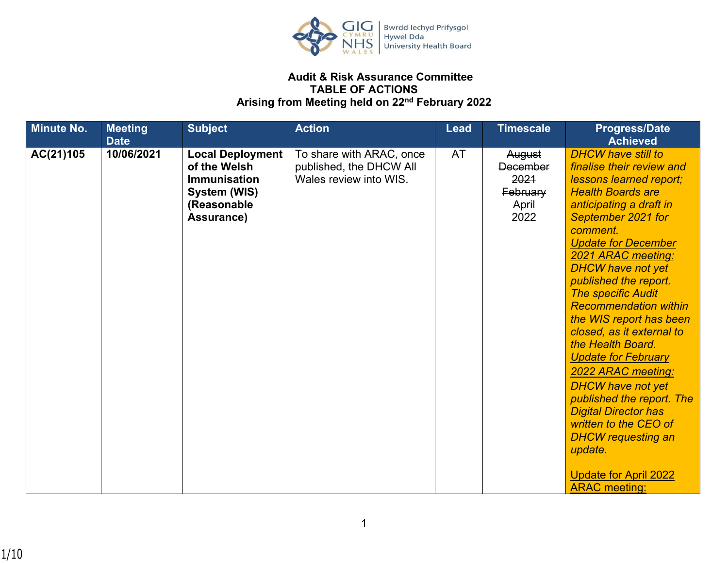**Audit & Risk Assurance Committee**
**TABLE OF ACTIONS**
**Arising from Meeting held on 22nd February 2022**

| Minute No. | Meeting Date | Subject | Action | Lead | Timescale | Progress/Date Achieved |
|---|---|---|---|---|---|---|
| **AC(21)105** | **10/06/2021** | **Local Deployment of the Welsh Immunisation System (WIS) (Reasonable Assurance)** | To share with ARAC, once published, the DHCW All Wales review into WIS. | AT | ~~August~~ ~~December 2021~~ ~~February~~ April 2022 | *DHCW have still to finalise their review and lessons learned report; Health Boards are anticipating a draft in September 2021 for comment.* <br> *Update for December 2021 ARAC meeting:* *DHCW have not yet published the report. The specific Audit Recommendation within the WIS report has been closed, as it external to the Health Board.* <br> *Update for February 2022 ARAC meeting:* *DHCW have not yet published the report. The Digital Director has written to the CEO of DHCW requesting an update.* <br><br> Update for April 2022 ARAC meeting: |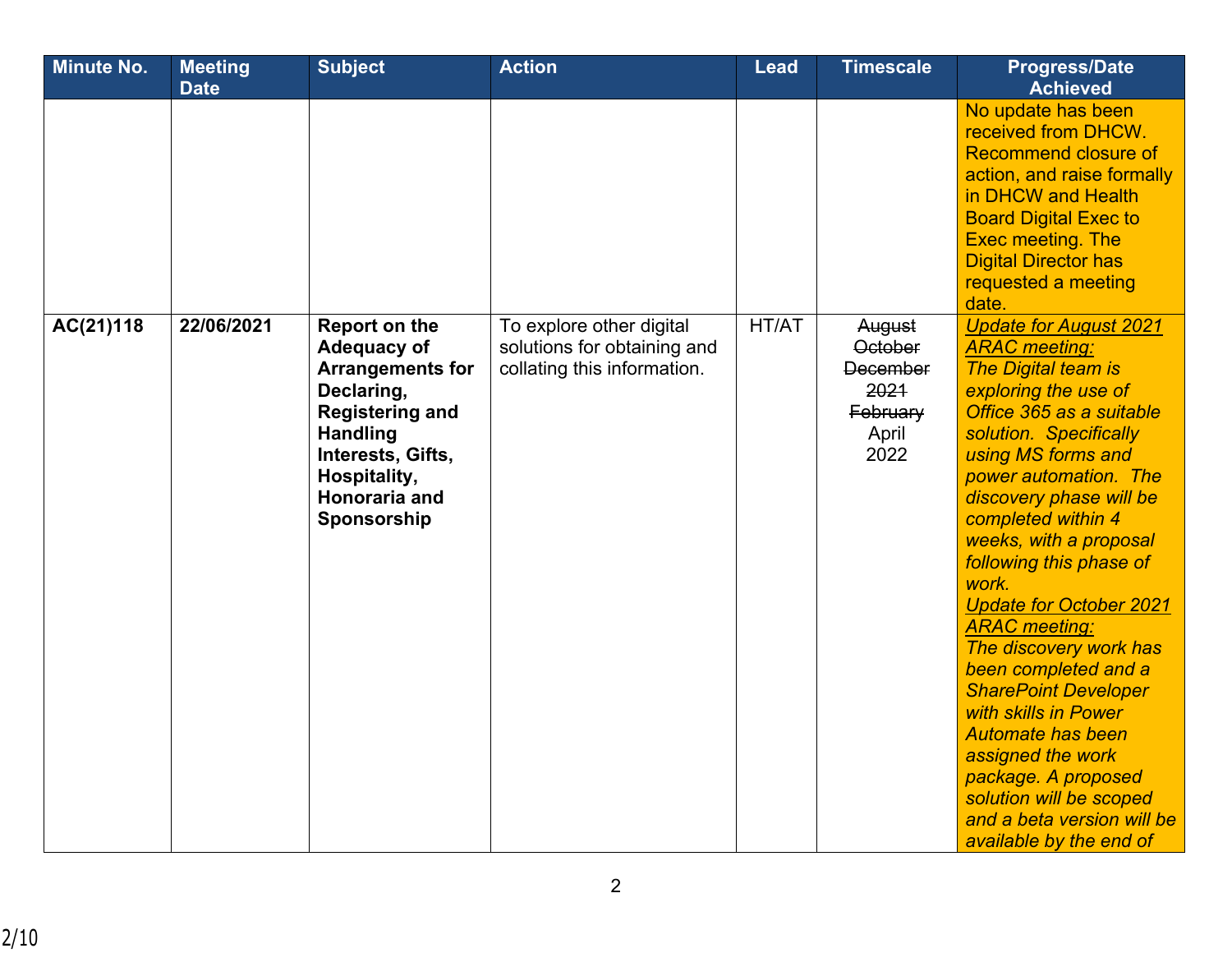| Minute No. | Meeting Date | Subject | Action | Lead | Timescale | Progress/Date Achieved |
|---|---|---|---|---|---|---|
| | | | | | | No update has been received from DHCW. Recommend closure of action, and raise formally in DHCW and Health Board Digital Exec to Exec meeting. The Digital Director has requested a meeting date. |
| **AC(21)118** | **22/06/2021** | **Report on the Adequacy of Arrangements for Declaring, Registering and Handling Interests, Gifts, Hospitality, Honoraria and Sponsorship** | To explore other digital solutions for obtaining and collating this information. | HT/AT | ~~August~~ ~~October~~ ~~December~~ ~~2021~~ ~~February~~ April 2022 | *Update for August 2021 ARAC meeting:* *The Digital team is exploring the use of Office 365 as a suitable solution. Specifically using MS forms and power automation. The discovery phase will be completed within 4 weeks, with a proposal following this phase of work.* *Update for October 2021 ARAC meeting:* *The discovery work has been completed and a SharePoint Developer with skills in Power Automate has been assigned the work package. A proposed solution will be scoped and a beta version will be available by the end of* |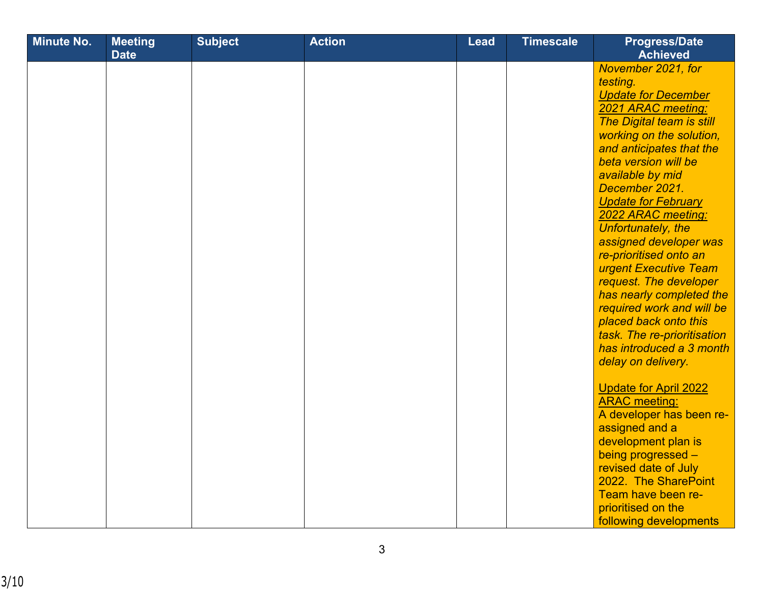| Minute No. | Meeting Date | Subject | Action | Lead | Timescale | Progress/Date Achieved |
|---|---|---|---|---|---|---|
| | | | | | | *November 2021, for testing.* <br> ***Update for December 2021 ARAC meeting:*** <br> *The Digital team is still working on the solution, and anticipates that the beta version will be available by mid December 2021.* <br> ***Update for February 2022 ARAC meeting:*** <br> *Unfortunately, the assigned developer was re-prioritised onto an urgent Executive Team request. The developer has nearly completed the required work and will be placed back onto this task. The re-prioritisation has introduced a 3 month delay on delivery.* <br><br> Update for April 2022 ARAC meeting: <br> A developer has been re-assigned and a development plan is being progressed – revised date of July 2022. The SharePoint Team have been re-prioritised on the following developments |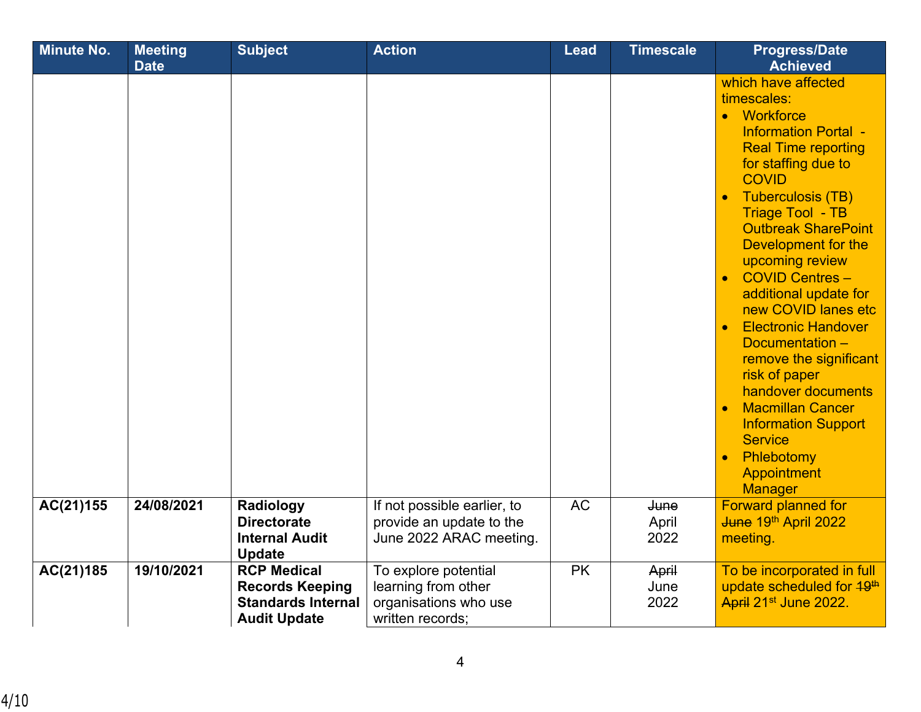| Minute No. | Meeting Date | Subject | Action | Lead | Timescale | Progress/Date Achieved |
|---|---|---|---|---|---|---|
| | | | | | | which have affected timescales:<br>• Workforce Information Portal - Real Time reporting for staffing due to COVID<br>• Tuberculosis (TB) Triage Tool - TB Outbreak SharePoint Development for the upcoming review<br>• COVID Centres – additional update for new COVID lanes etc<br>• Electronic Handover Documentation – remove the significant risk of paper handover documents<br>• Macmillan Cancer Information Support Service<br>• Phlebotomy Appointment Manager |
| **AC(21)155** | **24/08/2021** | **Radiology Directorate Internal Audit Update** | If not possible earlier, to provide an update to the June 2022 ARAC meeting. | AC | ~~June~~ April 2022 | Forward planned for ~~June~~ 19th April 2022 meeting. |
| **AC(21)185** | **19/10/2021** | **RCP Medical Records Keeping Standards Internal Audit Update** | To explore potential learning from other organisations who use written records; | PK | ~~April~~ June 2022 | To be incorporated in full update scheduled for ~~19th April~~ 21st June 2022. |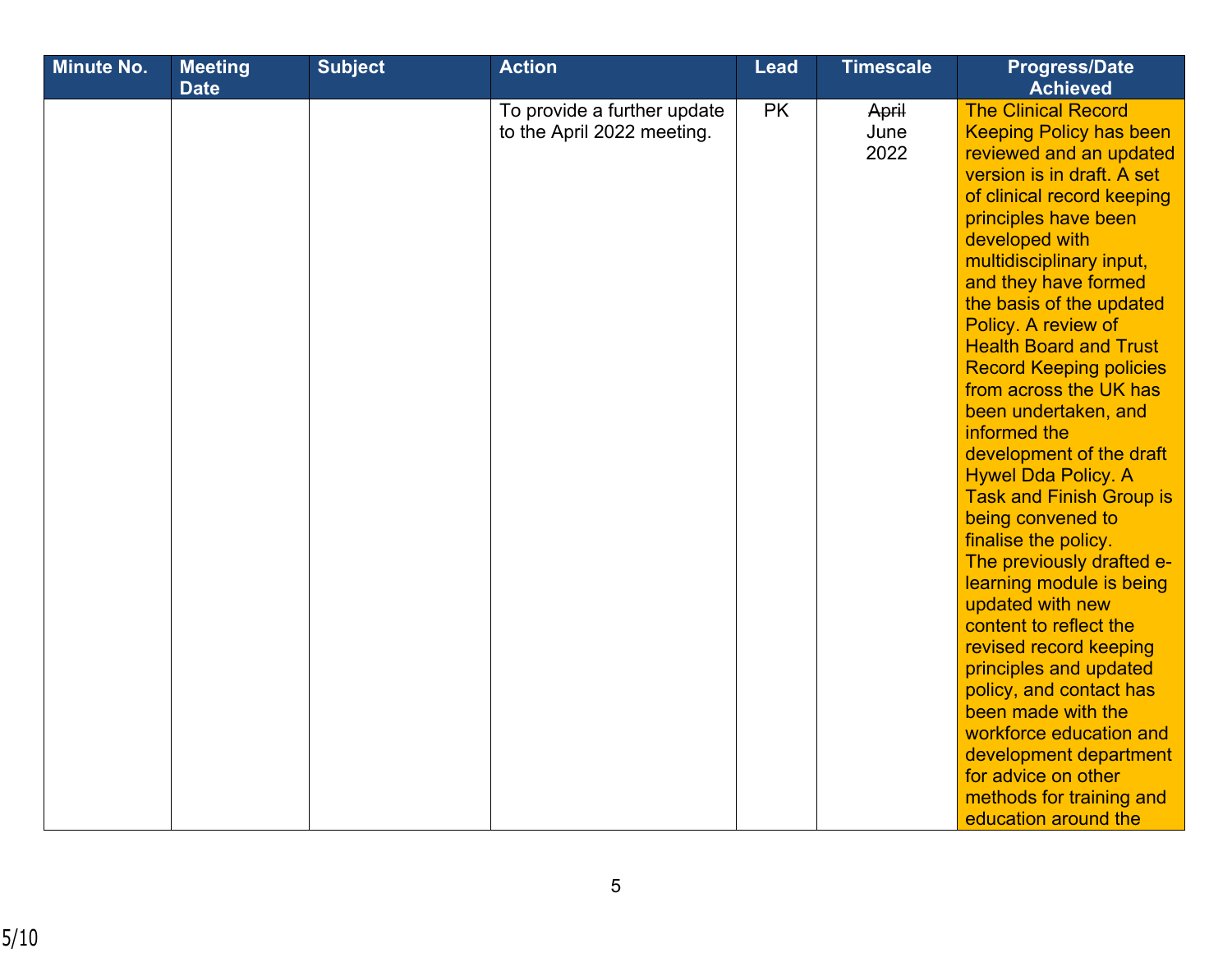| Minute No. | Meeting Date | Subject | Action | Lead | Timescale | Progress/Date Achieved |
|---|---|---|---|---|---|---|
| | | | To provide a further update to the April 2022 meeting. | PK | ~~April~~ June 2022 | The Clinical Record Keeping Policy has been reviewed and an updated version is in draft. A set of clinical record keeping principles have been developed with multidisciplinary input, and they have formed the basis of the updated Policy. A review of Health Board and Trust Record Keeping policies from across the UK has been undertaken, and informed the development of the draft Hywel Dda Policy. A Task and Finish Group is being convened to finalise the policy. The previously drafted e-learning module is being updated with new content to reflect the revised record keeping principles and updated policy, and contact has been made with the workforce education and development department for advice on other methods for training and education around the |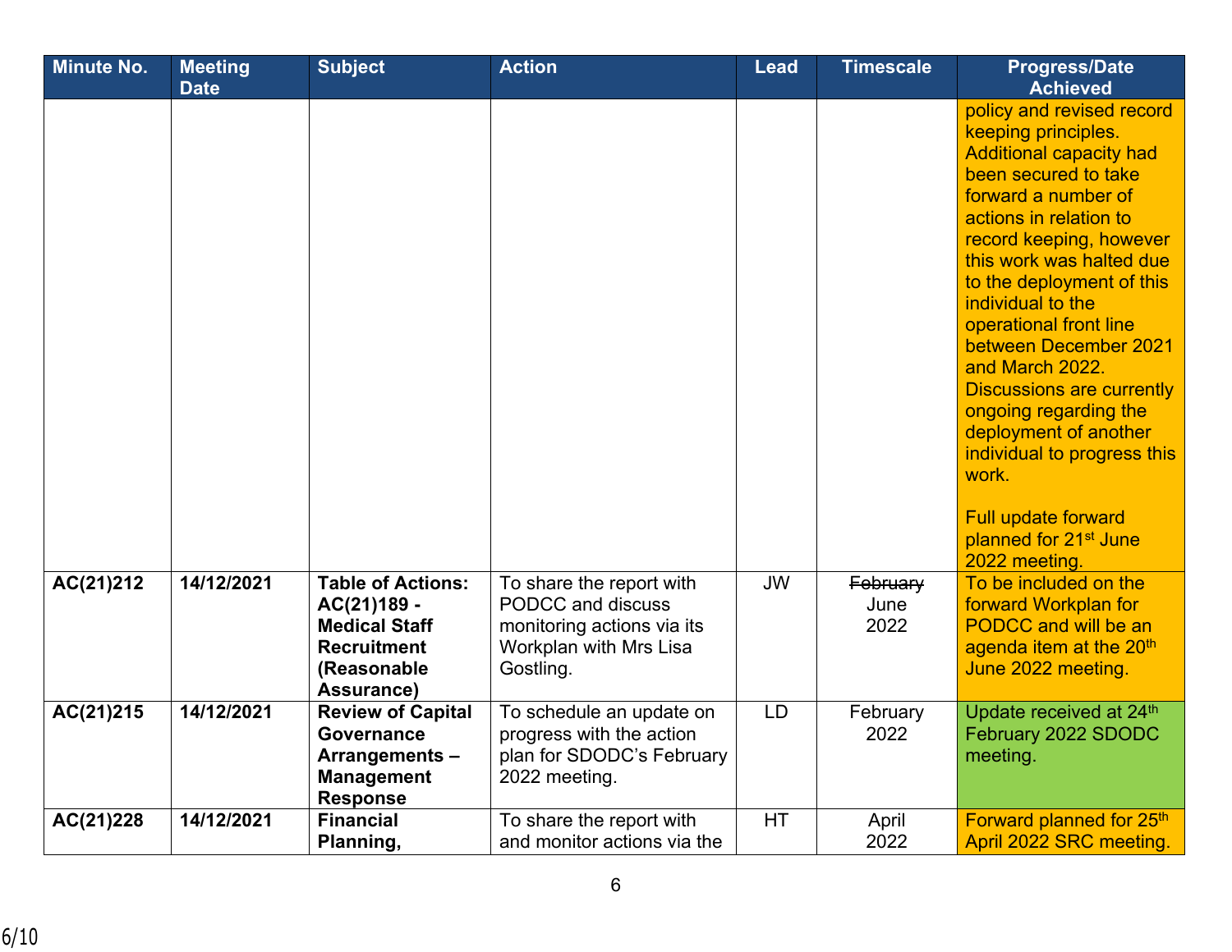| Minute No. | Meeting Date | Subject | Action | Lead | Timescale | Progress/Date Achieved |
|---|---|---|---|---|---|---|
| | | | | | | policy and revised record keeping principles. Additional capacity had been secured to take forward a number of actions in relation to record keeping, however this work was halted due to the deployment of this individual to the operational front line between December 2021 and March 2022. Discussions are currently ongoing regarding the deployment of another individual to progress this work.<br><br>Full update forward planned for 21st June 2022 meeting. |
| **AC(21)212** | **14/12/2021** | **Table of Actions: AC(21)189 - Medical Staff Recruitment (Reasonable Assurance)** | To share the report with PODCC and discuss monitoring actions via its Workplan with Mrs Lisa Gostling. | JW | ~~February~~ June 2022 | To be included on the forward Workplan for PODCC and will be an agenda item at the 20th June 2022 meeting. |
| **AC(21)215** | **14/12/2021** | **Review of Capital Governance Arrangements – Management Response** | To schedule an update on progress with the action plan for SDODC's February 2022 meeting. | LD | February 2022 | Update received at 24th February 2022 SDODC meeting. |
| **AC(21)228** | **14/12/2021** | **Financial Planning,** | To share the report with and monitor actions via the | HT | April 2022 | Forward planned for 25th April 2022 SRC meeting. |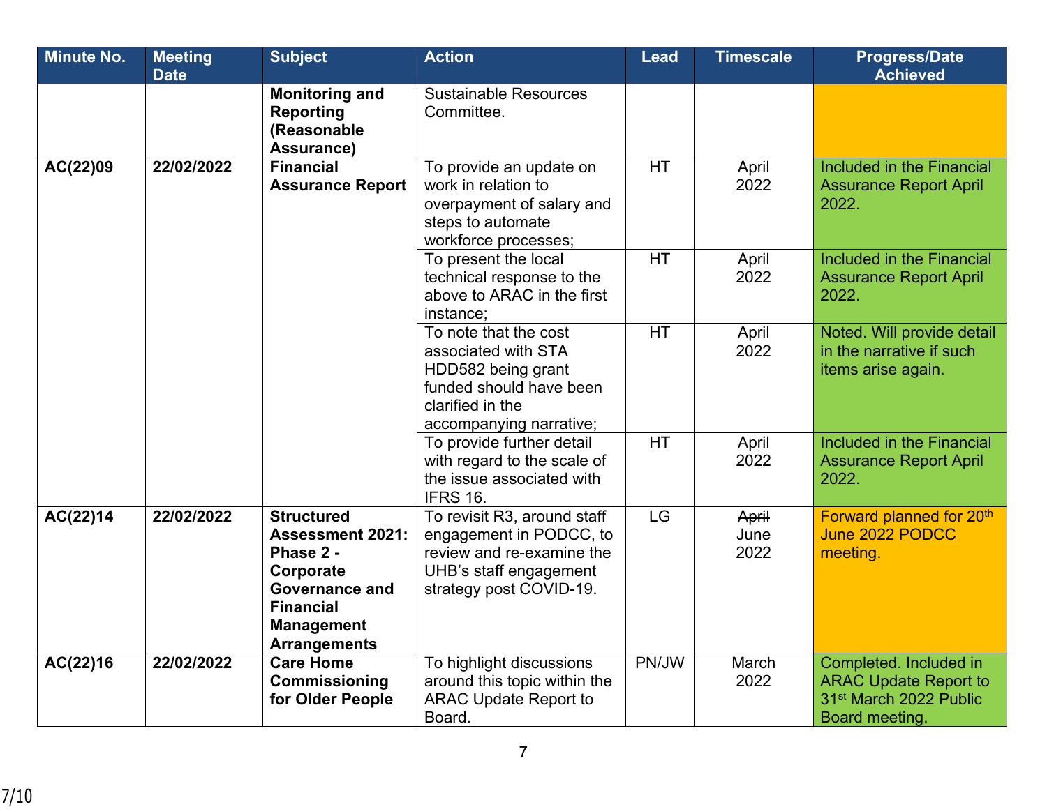| Minute No. | Meeting Date | Subject | Action | Lead | Timescale | Progress/Date Achieved |
|---|---|---|---|---|---|---|
| | | **Monitoring and Reporting (Reasonable Assurance)** | Sustainable Resources Committee. | | | |
| **AC(22)09** | **22/02/2022** | **Financial Assurance Report** | To provide an update on work in relation to overpayment of salary and steps to automate workforce processes; | HT | April 2022 | Included in the Financial Assurance Report April 2022. |
| | | | To present the local technical response to the above to ARAC in the first instance; | HT | April 2022 | Included in the Financial Assurance Report April 2022. |
| | | | To note that the cost associated with STA HDD582 being grant funded should have been clarified in the accompanying narrative; | HT | April 2022 | Noted. Will provide detail in the narrative if such items arise again. |
| | | | To provide further detail with regard to the scale of the issue associated with IFRS 16. | HT | April 2022 | Included in the Financial Assurance Report April 2022. |
| **AC(22)14** | **22/02/2022** | **Structured Assessment 2021: Phase 2 - Corporate Governance and Financial Management Arrangements** | To revisit R3, around staff engagement in PODCC, to review and re-examine the UHB's staff engagement strategy post COVID-19. | LG | ~~April~~ June 2022 | Forward planned for 20th June 2022 PODCC meeting. |
| **AC(22)16** | **22/02/2022** | **Care Home Commissioning for Older People** | To highlight discussions around this topic within the ARAC Update Report to Board. | PN/JW | March 2022 | Completed. Included in ARAC Update Report to 31st March 2022 Public Board meeting. |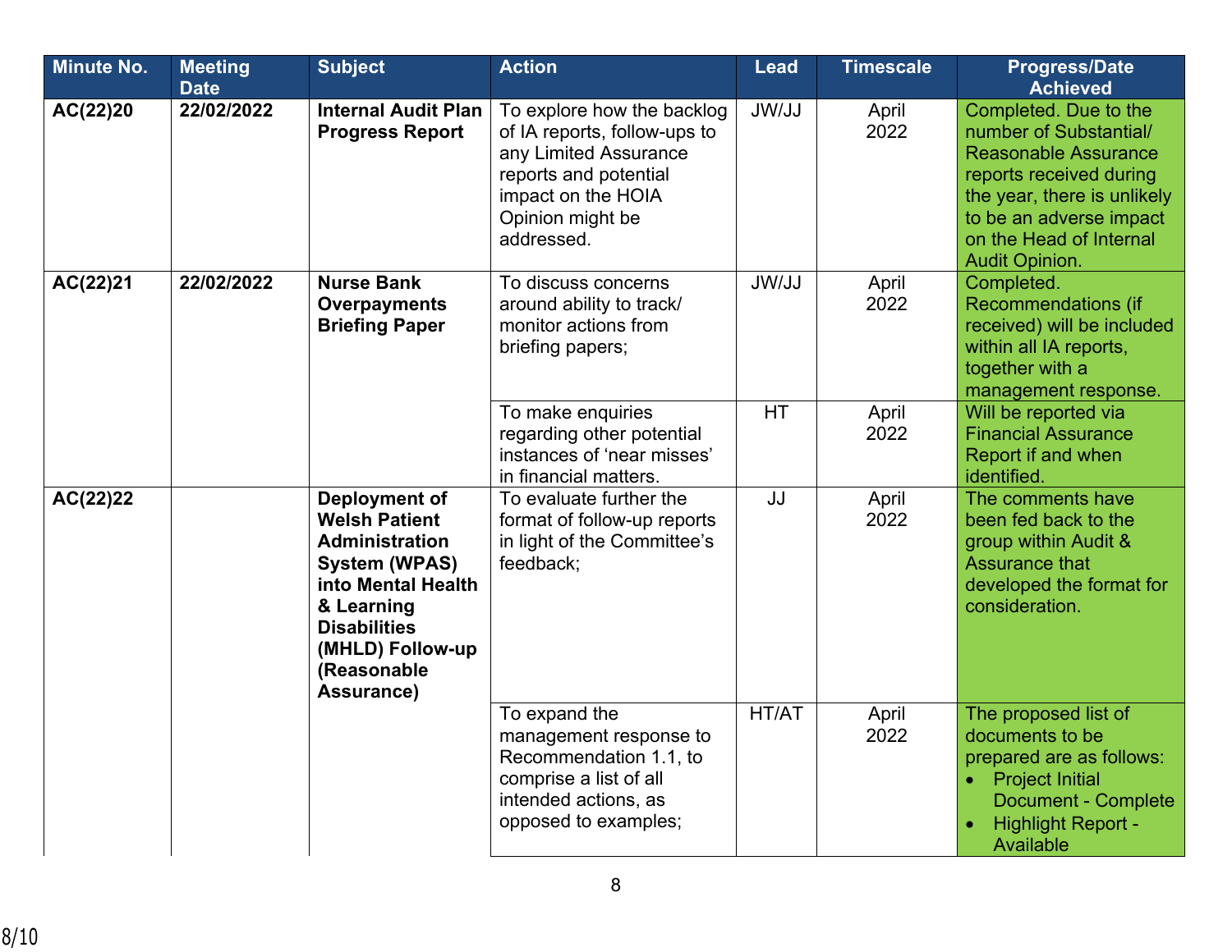| Minute No. | Meeting Date | Subject | Action | Lead | Timescale | Progress/Date Achieved |
|---|---|---|---|---|---|---|
| **AC(22)20** | **22/02/2022** | **Internal Audit Plan Progress Report** | To explore how the backlog of IA reports, follow-ups to any Limited Assurance reports and potential impact on the HOIA Opinion might be addressed. | JW/JJ | April 2022 | Completed. Due to the number of Substantial/ Reasonable Assurance reports received during the year, there is unlikely to be an adverse impact on the Head of Internal Audit Opinion. |
| **AC(22)21** | **22/02/2022** | **Nurse Bank Overpayments Briefing Paper** | To discuss concerns around ability to track/ monitor actions from briefing papers; | JW/JJ | April 2022 | Completed. Recommendations (if received) will be included within all IA reports, together with a management response. |
| | | | To make enquiries regarding other potential instances of 'near misses' in financial matters. | HT | April 2022 | Will be reported via Financial Assurance Report if and when identified. |
| **AC(22)22** | | **Deployment of Welsh Patient Administration System (WPAS) into Mental Health & Learning Disabilities (MHLD) Follow-up (Reasonable Assurance)** | To evaluate further the format of follow-up reports in light of the Committee's feedback; | JJ | April 2022 | The comments have been fed back to the group within Audit & Assurance that developed the format for consideration. |
| | | | To expand the management response to Recommendation 1.1, to comprise a list of all intended actions, as opposed to examples; | HT/AT | April 2022 | The proposed list of documents to be prepared are as follows:<br>• Project Initial Document - Complete<br>• Highlight Report - Available |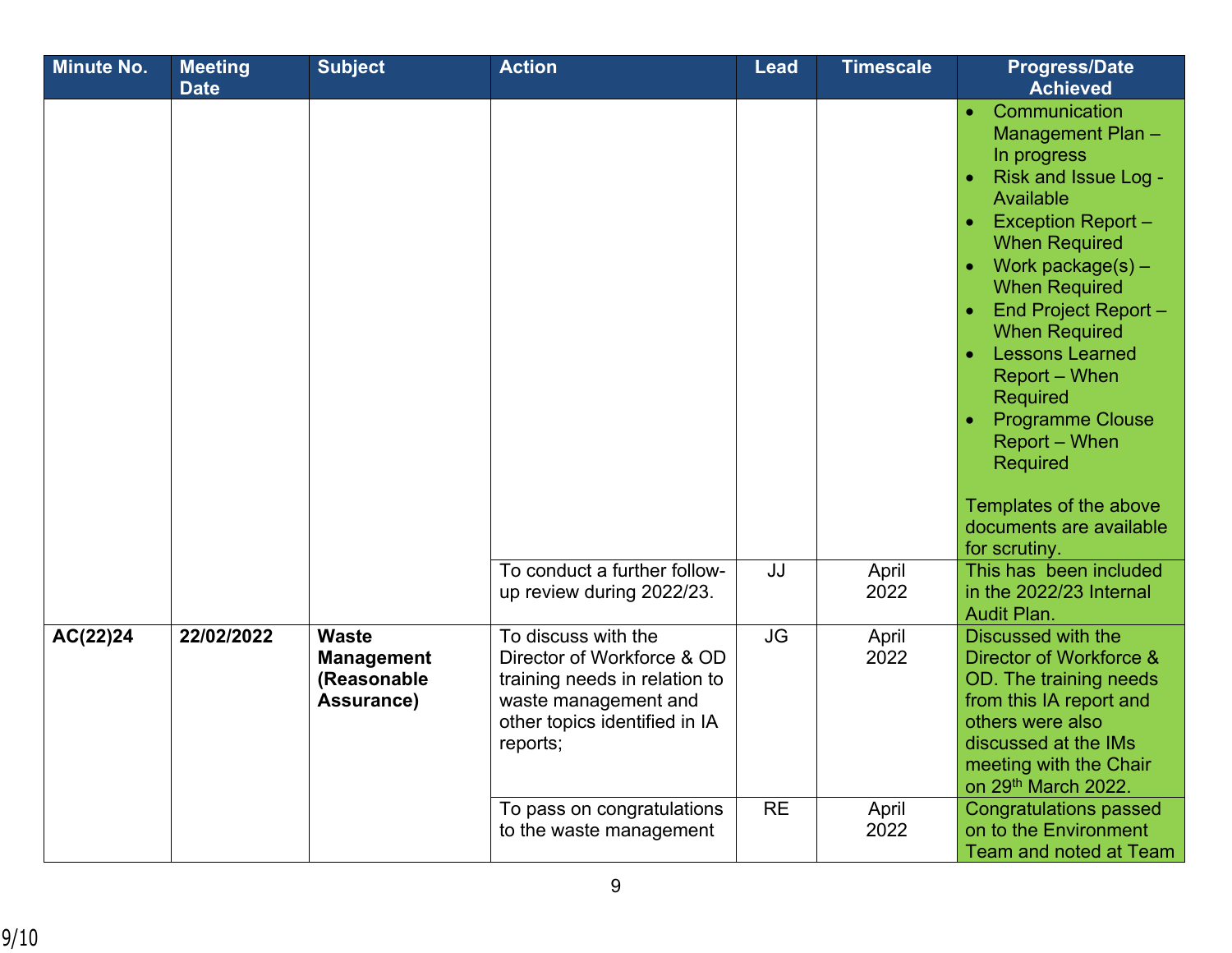| Minute No. | Meeting Date | Subject | Action | Lead | Timescale | Progress/Date Achieved |
|---|---|---|---|---|---|---|
| | | | | | | • Communication Management Plan – In progress<br>• Risk and Issue Log - Available<br>• Exception Report – When Required<br>• Work package(s) – When Required<br>• End Project Report – When Required<br>• Lessons Learned Report – When Required<br>• Programme Clouse Report – When Required<br><br>Templates of the above documents are available for scrutiny. |
| | | | To conduct a further follow-up review during 2022/23. | JJ | April 2022 | This has been included in the 2022/23 Internal Audit Plan. |
| **AC(22)24** | **22/02/2022** | **Waste Management (Reasonable Assurance)** | To discuss with the Director of Workforce & OD training needs in relation to waste management and other topics identified in IA reports; | JG | April 2022 | Discussed with the Director of Workforce & OD. The training needs from this IA report and others were also discussed at the IMs meeting with the Chair on 29th March 2022. |
| | | | To pass on congratulations to the waste management | RE | April 2022 | Congratulations passed on to the Environment Team and noted at Team |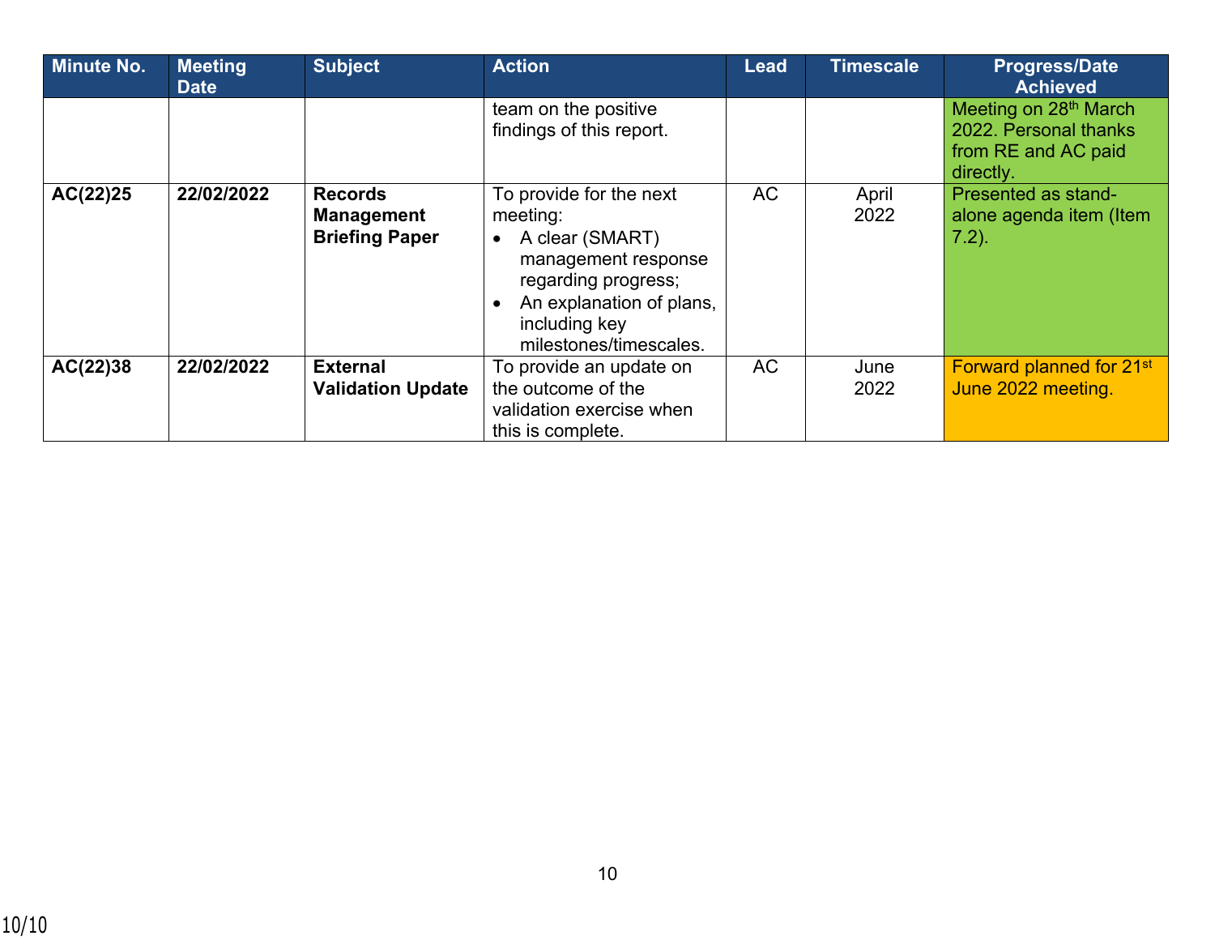| Minute No. | Meeting Date | Subject | Action | Lead | Timescale | Progress/Date Achieved |
|---|---|---|---|---|---|---|
| | | | team on the positive findings of this report. | | | Meeting on 28th March 2022. Personal thanks from RE and AC paid directly. |
| **AC(22)25** | **22/02/2022** | **Records Management Briefing Paper** | To provide for the next meeting:<br>• A clear (SMART) management response regarding progress;<br>• An explanation of plans, including key milestones/timescales. | AC | April 2022 | Presented as stand-alone agenda item (Item 7.2). |
| **AC(22)38** | **22/02/2022** | **External Validation Update** | To provide an update on the outcome of the validation exercise when this is complete. | AC | June 2022 | Forward planned for 21st June 2022 meeting. |